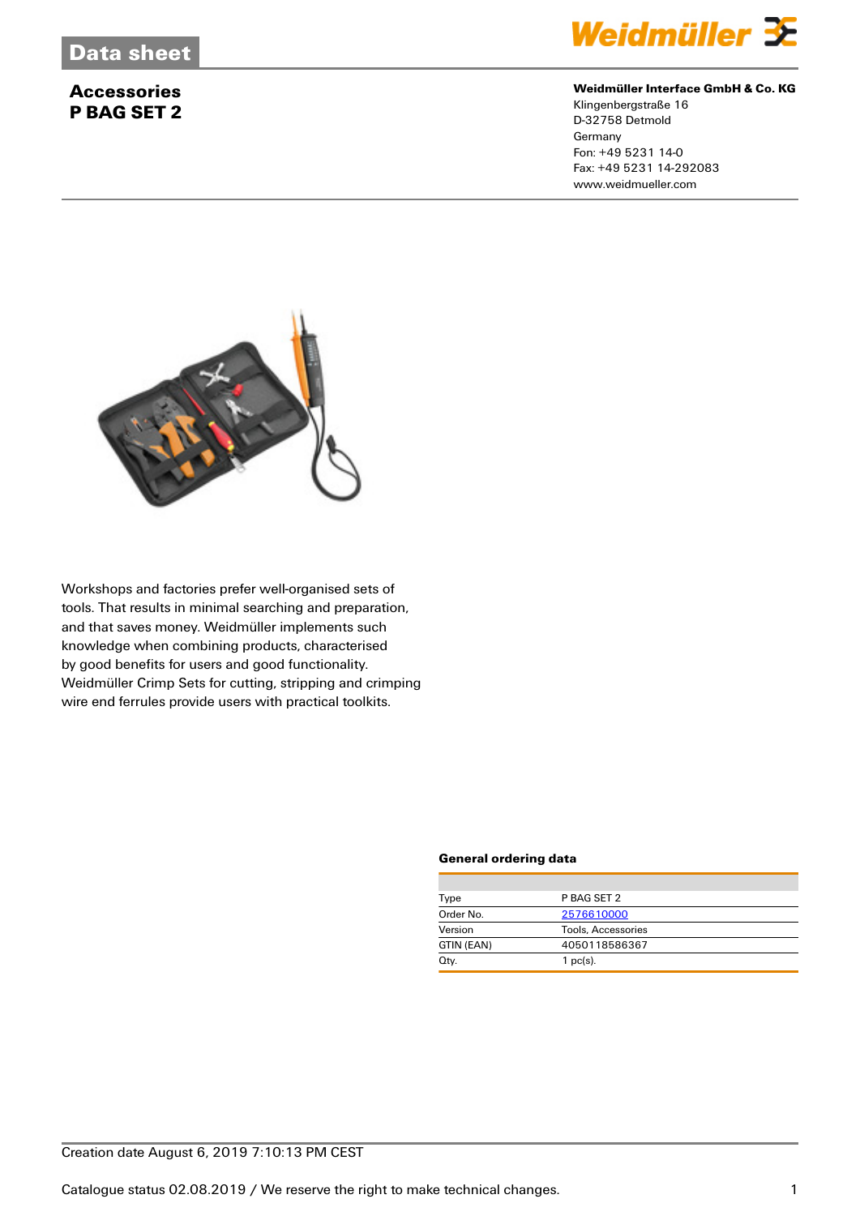# Data sheet

## Accessories
## P BAG SET 2

**Weidmüller Interface GmbH & Co. KG**
Klingenbergstraße 16
D-32758 Detmold
Germany
Fon: +49 5231 14-0
Fax: +49 5231 14-292083
www.weidmueller.com

Workshops and factories prefer well-organised sets of tools. That results in minimal searching and preparation, and that saves money. Weidmüller implements such knowledge when combining products, characterised by good benefits for users and good functionality. Weidmüller Crimp Sets for cutting, stripping and crimping wire end ferrules provide users with practical toolkits.

### General ordering data

| | |
|---|---|
| Type | P BAG SET 2 |
| Order No. | 2576610000 |
| Version | Tools, Accessories |
| GTIN (EAN) | 4050118586367 |
| Qty. | 1 pc(s). |

Creation date August 6, 2019 7:10:13 PM CEST

Catalogue status 02.08.2019 / We reserve the right to make technical changes.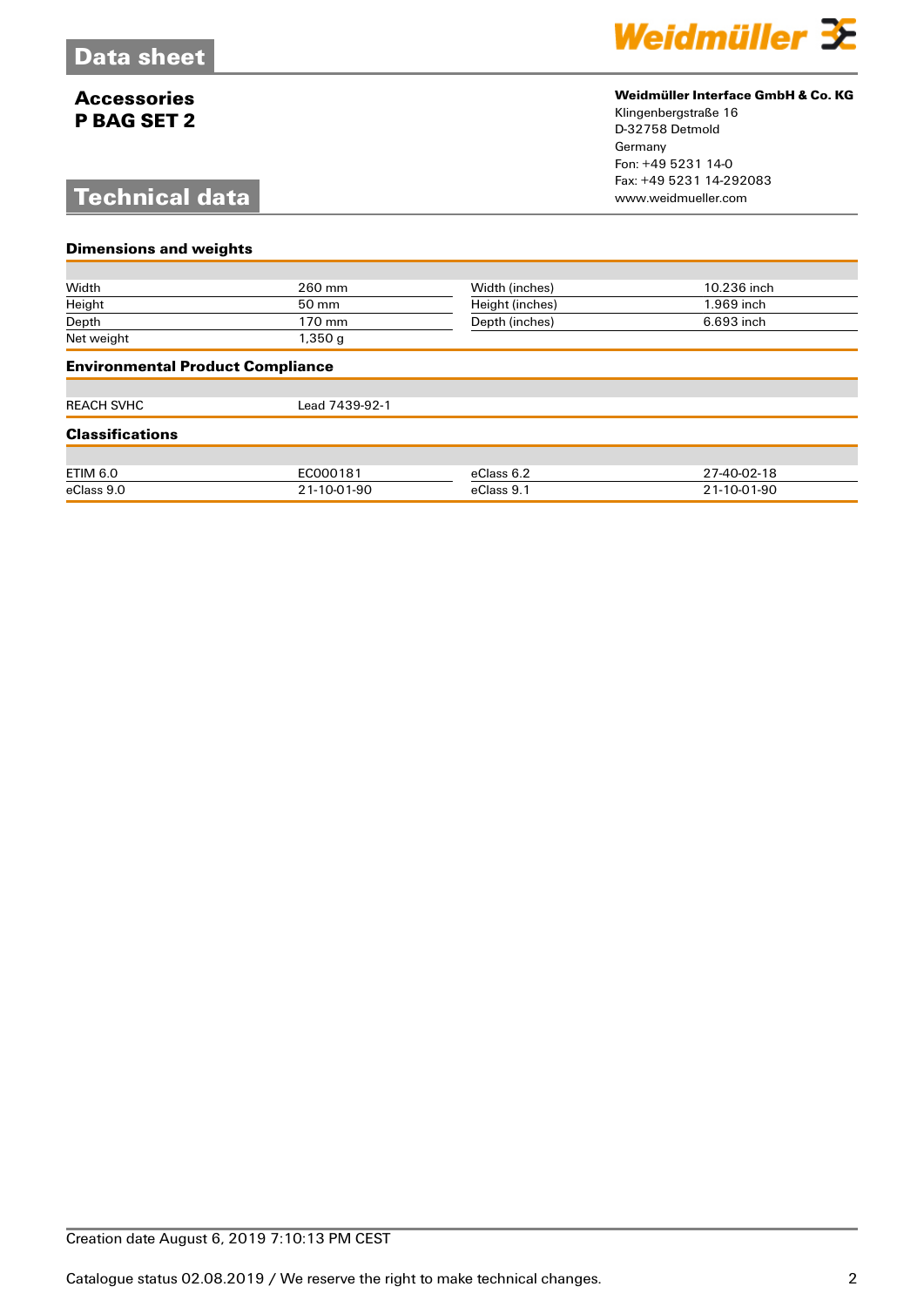# Data sheet

## Accessories
## P BAG SET 2

**Weidmüller Interface GmbH & Co. KG**
Klingenbergstraße 16
D-32758 Detmold
Germany
Fon: +49 5231 14-0
Fax: +49 5231 14-292083
www.weidmueller.com

# Technical data

### Dimensions and weights

| | | | |
|---|---|---|---|
| Width | 260 mm | Width (inches) | 10.236 inch |
| Height | 50 mm | Height (inches) | 1.969 inch |
| Depth | 170 mm | Depth (inches) | 6.693 inch |
| Net weight | 1,350 g | | |

### Environmental Product Compliance

| | |
|---|---|
| REACH SVHC | Lead 7439-92-1 |

### Classifications

| | | | |
|---|---|---|---|
| ETIM 6.0 | EC000181 | eClass 6.2 | 27-40-02-18 |
| eClass 9.0 | 21-10-01-90 | eClass 9.1 | 21-10-01-90 |

Creation date August 6, 2019 7:10:13 PM CEST

Catalogue status 02.08.2019 / We reserve the right to make technical changes.